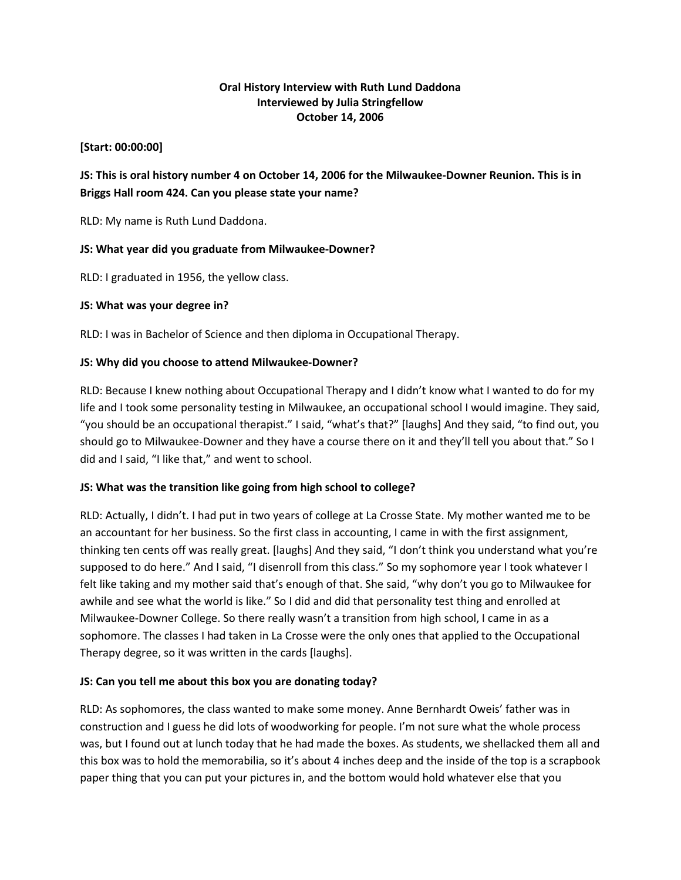**Oral History Interview with Ruth Lund Daddona**
**Interviewed by Julia Stringfellow**
**October 14, 2006**

**[Start: 00:00:00]**

**JS: This is oral history number 4 on October 14, 2006 for the Milwaukee-Downer Reunion. This is in Briggs Hall room 424. Can you please state your name?**

RLD: My name is Ruth Lund Daddona.

**JS: What year did you graduate from Milwaukee-Downer?**

RLD: I graduated in 1956, the yellow class.

**JS: What was your degree in?**

RLD: I was in Bachelor of Science and then diploma in Occupational Therapy.

**JS: Why did you choose to attend Milwaukee-Downer?**

RLD: Because I knew nothing about Occupational Therapy and I didn't know what I wanted to do for my life and I took some personality testing in Milwaukee, an occupational school I would imagine. They said, "you should be an occupational therapist." I said, "what's that?" [laughs] And they said, "to find out, you should go to Milwaukee-Downer and they have a course there on it and they'll tell you about that." So I did and I said, "I like that," and went to school.

**JS: What was the transition like going from high school to college?**

RLD: Actually, I didn't. I had put in two years of college at La Crosse State. My mother wanted me to be an accountant for her business. So the first class in accounting, I came in with the first assignment, thinking ten cents off was really great. [laughs] And they said, "I don't think you understand what you're supposed to do here." And I said, "I disenroll from this class." So my sophomore year I took whatever I felt like taking and my mother said that's enough of that. She said, "why don't you go to Milwaukee for awhile and see what the world is like." So I did and did that personality test thing and enrolled at Milwaukee-Downer College. So there really wasn't a transition from high school, I came in as a sophomore. The classes I had taken in La Crosse were the only ones that applied to the Occupational Therapy degree, so it was written in the cards [laughs].

**JS: Can you tell me about this box you are donating today?**

RLD: As sophomores, the class wanted to make some money. Anne Bernhardt Oweis' father was in construction and I guess he did lots of woodworking for people. I'm not sure what the whole process was, but I found out at lunch today that he had made the boxes. As students, we shellacked them all and this box was to hold the memorabilia, so it's about 4 inches deep and the inside of the top is a scrapbook paper thing that you can put your pictures in, and the bottom would hold whatever else that you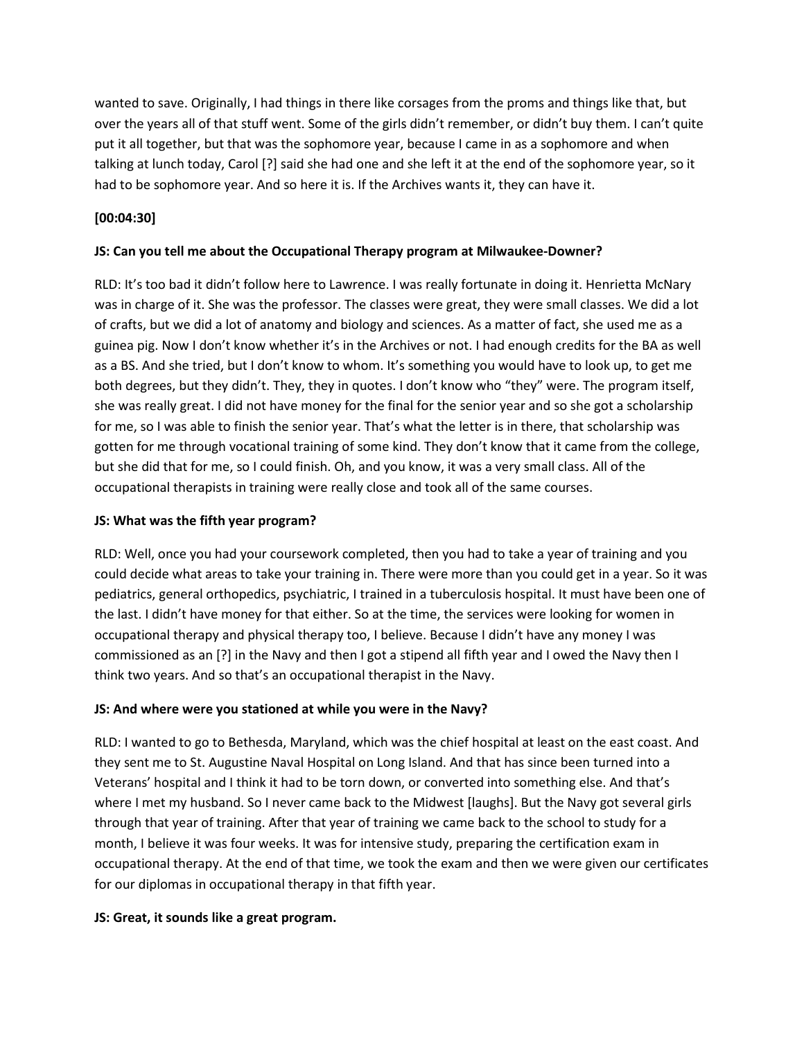wanted to save. Originally, I had things in there like corsages from the proms and things like that, but over the years all of that stuff went. Some of the girls didn't remember, or didn't buy them. I can't quite put it all together, but that was the sophomore year, because I came in as a sophomore and when talking at lunch today, Carol [?] said she had one and she left it at the end of the sophomore year, so it had to be sophomore year. And so here it is. If the Archives wants it, they can have it.

**[00:04:30]**

**JS: Can you tell me about the Occupational Therapy program at Milwaukee-Downer?**

RLD: It's too bad it didn't follow here to Lawrence. I was really fortunate in doing it. Henrietta McNary was in charge of it. She was the professor. The classes were great, they were small classes. We did a lot of crafts, but we did a lot of anatomy and biology and sciences. As a matter of fact, she used me as a guinea pig. Now I don't know whether it's in the Archives or not. I had enough credits for the BA as well as a BS. And she tried, but I don't know to whom. It's something you would have to look up, to get me both degrees, but they didn't. They, they in quotes. I don't know who "they" were. The program itself, she was really great. I did not have money for the final for the senior year and so she got a scholarship for me, so I was able to finish the senior year. That's what the letter is in there, that scholarship was gotten for me through vocational training of some kind. They don't know that it came from the college, but she did that for me, so I could finish. Oh, and you know, it was a very small class. All of the occupational therapists in training were really close and took all of the same courses.

**JS: What was the fifth year program?**

RLD: Well, once you had your coursework completed, then you had to take a year of training and you could decide what areas to take your training in. There were more than you could get in a year. So it was pediatrics, general orthopedics, psychiatric, I trained in a tuberculosis hospital. It must have been one of the last. I didn't have money for that either. So at the time, the services were looking for women in occupational therapy and physical therapy too, I believe. Because I didn't have any money I was commissioned as an [?] in the Navy and then I got a stipend all fifth year and I owed the Navy then I think two years. And so that's an occupational therapist in the Navy.

**JS: And where were you stationed at while you were in the Navy?**

RLD: I wanted to go to Bethesda, Maryland, which was the chief hospital at least on the east coast. And they sent me to St. Augustine Naval Hospital on Long Island. And that has since been turned into a Veterans' hospital and I think it had to be torn down, or converted into something else. And that's where I met my husband. So I never came back to the Midwest [laughs]. But the Navy got several girls through that year of training. After that year of training we came back to the school to study for a month, I believe it was four weeks. It was for intensive study, preparing the certification exam in occupational therapy. At the end of that time, we took the exam and then we were given our certificates for our diplomas in occupational therapy in that fifth year.

**JS: Great, it sounds like a great program.**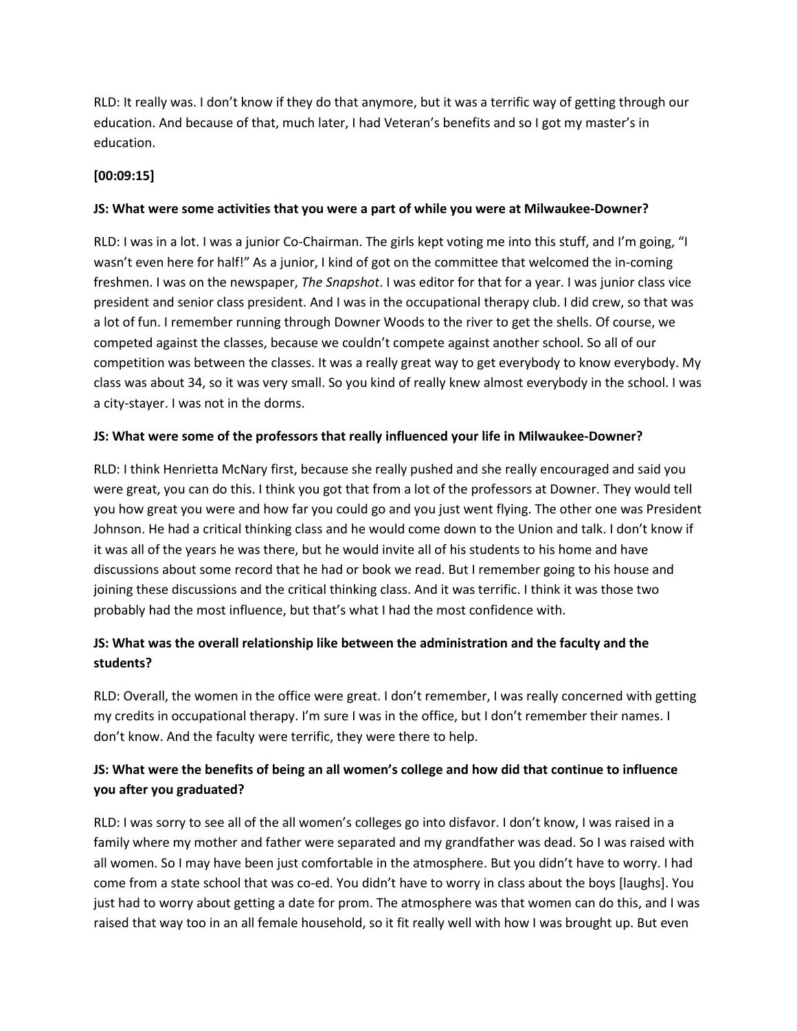RLD: It really was. I don't know if they do that anymore, but it was a terrific way of getting through our education. And because of that, much later, I had Veteran's benefits and so I got my master's in education.

**[00:09:15]**

**JS: What were some activities that you were a part of while you were at Milwaukee-Downer?**

RLD: I was in a lot. I was a junior Co-Chairman. The girls kept voting me into this stuff, and I'm going, "I wasn't even here for half!" As a junior, I kind of got on the committee that welcomed the in-coming freshmen. I was on the newspaper, *The Snapshot*. I was editor for that for a year. I was junior class vice president and senior class president. And I was in the occupational therapy club. I did crew, so that was a lot of fun. I remember running through Downer Woods to the river to get the shells. Of course, we competed against the classes, because we couldn't compete against another school. So all of our competition was between the classes. It was a really great way to get everybody to know everybody. My class was about 34, so it was very small. So you kind of really knew almost everybody in the school. I was a city-stayer. I was not in the dorms.

**JS: What were some of the professors that really influenced your life in Milwaukee-Downer?**

RLD: I think Henrietta McNary first, because she really pushed and she really encouraged and said you were great, you can do this. I think you got that from a lot of the professors at Downer. They would tell you how great you were and how far you could go and you just went flying. The other one was President Johnson. He had a critical thinking class and he would come down to the Union and talk. I don't know if it was all of the years he was there, but he would invite all of his students to his home and have discussions about some record that he had or book we read. But I remember going to his house and joining these discussions and the critical thinking class. And it was terrific. I think it was those two probably had the most influence, but that's what I had the most confidence with.

**JS: What was the overall relationship like between the administration and the faculty and the students?**

RLD: Overall, the women in the office were great. I don't remember, I was really concerned with getting my credits in occupational therapy. I'm sure I was in the office, but I don't remember their names. I don't know. And the faculty were terrific, they were there to help.

**JS: What were the benefits of being an all women's college and how did that continue to influence you after you graduated?**

RLD: I was sorry to see all of the all women's colleges go into disfavor. I don't know, I was raised in a family where my mother and father were separated and my grandfather was dead. So I was raised with all women. So I may have been just comfortable in the atmosphere. But you didn't have to worry. I had come from a state school that was co-ed. You didn't have to worry in class about the boys [laughs]. You just had to worry about getting a date for prom. The atmosphere was that women can do this, and I was raised that way too in an all female household, so it fit really well with how I was brought up. But even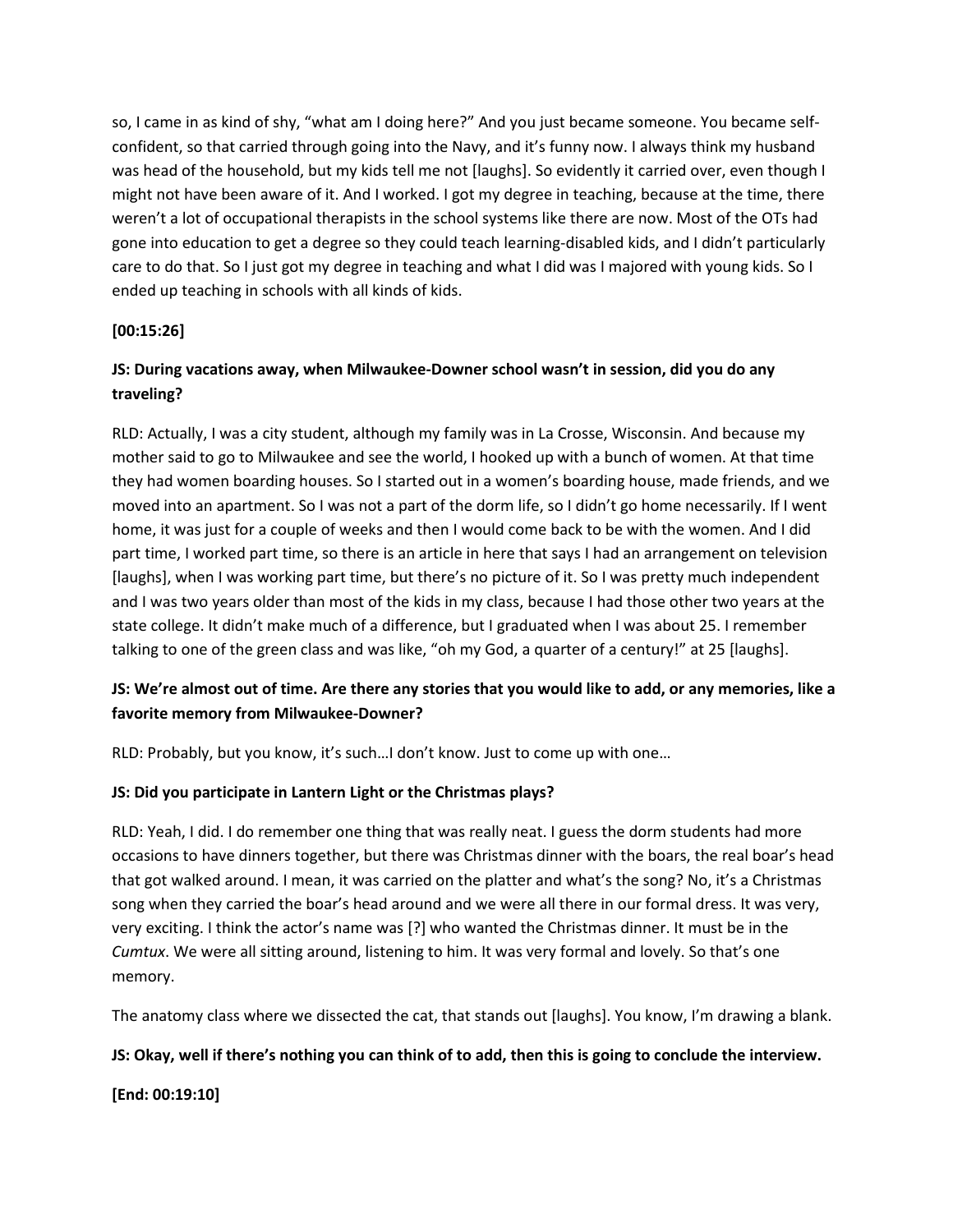so, I came in as kind of shy, "what am I doing here?" And you just became someone. You became self-confident, so that carried through going into the Navy, and it's funny now. I always think my husband was head of the household, but my kids tell me not [laughs]. So evidently it carried over, even though I might not have been aware of it. And I worked. I got my degree in teaching, because at the time, there weren't a lot of occupational therapists in the school systems like there are now. Most of the OTs had gone into education to get a degree so they could teach learning-disabled kids, and I didn't particularly care to do that. So I just got my degree in teaching and what I did was I majored with young kids. So I ended up teaching in schools with all kinds of kids.

**[00:15:26]**

**JS: During vacations away, when Milwaukee-Downer school wasn't in session, did you do any traveling?**

RLD: Actually, I was a city student, although my family was in La Crosse, Wisconsin. And because my mother said to go to Milwaukee and see the world, I hooked up with a bunch of women. At that time they had women boarding houses. So I started out in a women's boarding house, made friends, and we moved into an apartment. So I was not a part of the dorm life, so I didn't go home necessarily. If I went home, it was just for a couple of weeks and then I would come back to be with the women. And I did part time, I worked part time, so there is an article in here that says I had an arrangement on television [laughs], when I was working part time, but there's no picture of it. So I was pretty much independent and I was two years older than most of the kids in my class, because I had those other two years at the state college. It didn't make much of a difference, but I graduated when I was about 25. I remember talking to one of the green class and was like, "oh my God, a quarter of a century!" at 25 [laughs].

**JS: We're almost out of time. Are there any stories that you would like to add, or any memories, like a favorite memory from Milwaukee-Downer?**

RLD: Probably, but you know, it's such…I don't know. Just to come up with one…

**JS: Did you participate in Lantern Light or the Christmas plays?**

RLD: Yeah, I did. I do remember one thing that was really neat. I guess the dorm students had more occasions to have dinners together, but there was Christmas dinner with the boars, the real boar's head that got walked around. I mean, it was carried on the platter and what's the song? No, it's a Christmas song when they carried the boar's head around and we were all there in our formal dress. It was very, very exciting. I think the actor's name was [?] who wanted the Christmas dinner. It must be in the *Cumtux*. We were all sitting around, listening to him. It was very formal and lovely. So that's one memory.

The anatomy class where we dissected the cat, that stands out [laughs]. You know, I'm drawing a blank.

**JS: Okay, well if there's nothing you can think of to add, then this is going to conclude the interview.**

**[End: 00:19:10]**